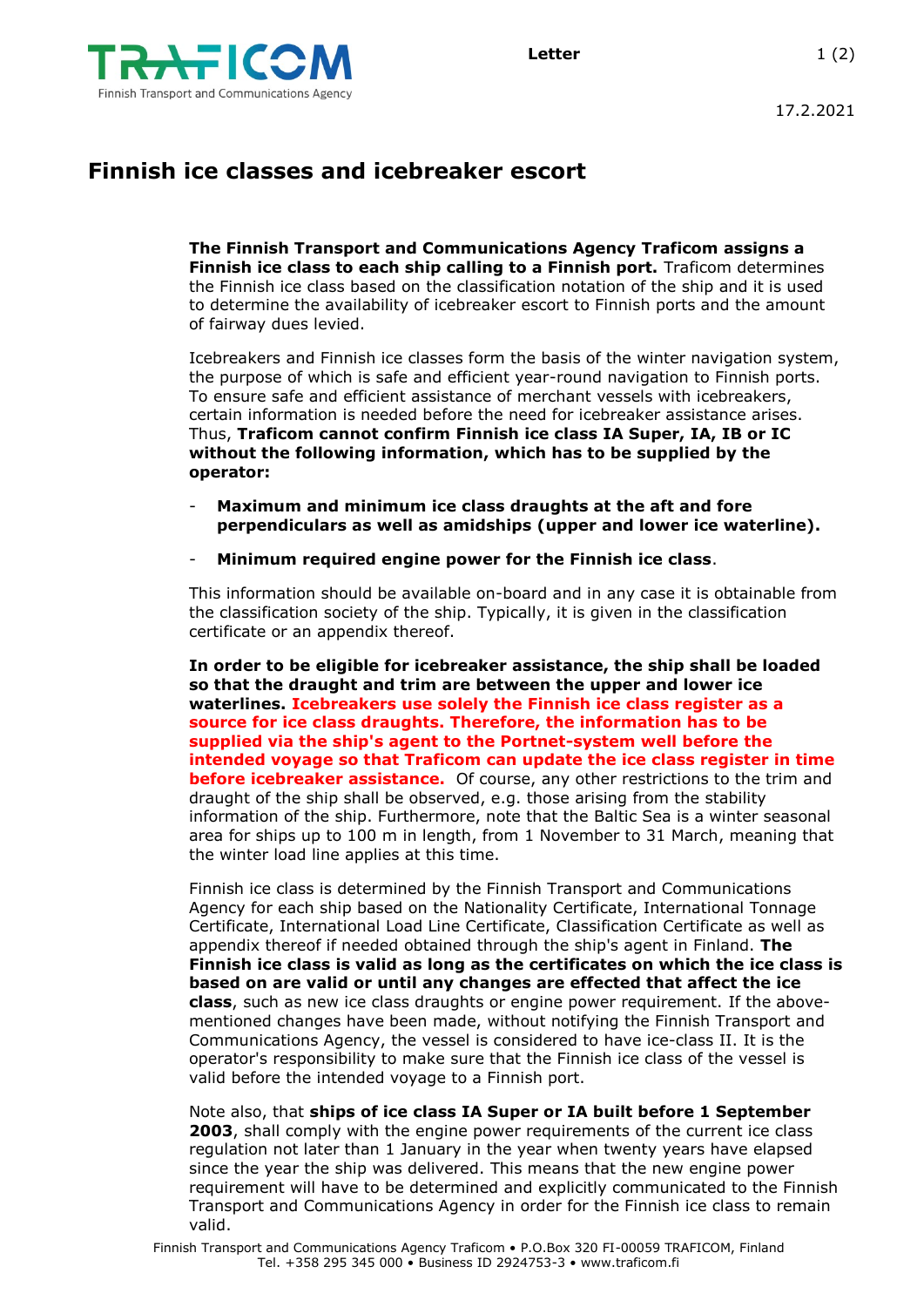Letter

17.2.2021

# Finnish ice classes and icebreaker escort

**The Finnish Transport and Communications Agency Traficom assigns a Finnish ice class to each ship calling to a Finnish port.** Traficom determines the Finnish ice class based on the classification notation of the ship and it is used to determine the availability of icebreaker escort to Finnish ports and the amount of fairway dues levied.

Icebreakers and Finnish ice classes form the basis of the winter navigation system, the purpose of which is safe and efficient year-round navigation to Finnish ports. To ensure safe and efficient assistance of merchant vessels with icebreakers, certain information is needed before the need for icebreaker assistance arises. Thus, **Traficom cannot confirm Finnish ice class IA Super, IA, IB or IC without the following information, which has to be supplied by the operator:**

- **Maximum and minimum ice class draughts at the aft and fore perpendiculars as well as amidships (upper and lower ice waterline).**
- **Minimum required engine power for the Finnish ice class**.

This information should be available on-board and in any case it is obtainable from the classification society of the ship. Typically, it is given in the classification certificate or an appendix thereof.

**In order to be eligible for icebreaker assistance, the ship shall be loaded so that the draught and trim are between the upper and lower ice waterlines. Icebreakers use solely the Finnish ice class register as a source for ice class draughts. Therefore, the information has to be supplied via the ship's agent to the Portnet-system well before the intended voyage so that Traficom can update the ice class register in time before icebreaker assistance.** Of course, any other restrictions to the trim and draught of the ship shall be observed, e.g. those arising from the stability information of the ship. Furthermore, note that the Baltic Sea is a winter seasonal area for ships up to 100 m in length, from 1 November to 31 March, meaning that the winter load line applies at this time.

Finnish ice class is determined by the Finnish Transport and Communications Agency for each ship based on the Nationality Certificate, International Tonnage Certificate, International Load Line Certificate, Classification Certificate as well as appendix thereof if needed obtained through the ship's agent in Finland. **The Finnish ice class is valid as long as the certificates on which the ice class is based on are valid or until any changes are effected that affect the ice class**, such as new ice class draughts or engine power requirement. If the above-mentioned changes have been made, without notifying the Finnish Transport and Communications Agency, the vessel is considered to have ice-class II. It is the operator's responsibility to make sure that the Finnish ice class of the vessel is valid before the intended voyage to a Finnish port.

Note also, that **ships of ice class IA Super or IA built before 1 September 2003**, shall comply with the engine power requirements of the current ice class regulation not later than 1 January in the year when twenty years have elapsed since the year the ship was delivered. This means that the new engine power requirement will have to be determined and explicitly communicated to the Finnish Transport and Communications Agency in order for the Finnish ice class to remain valid.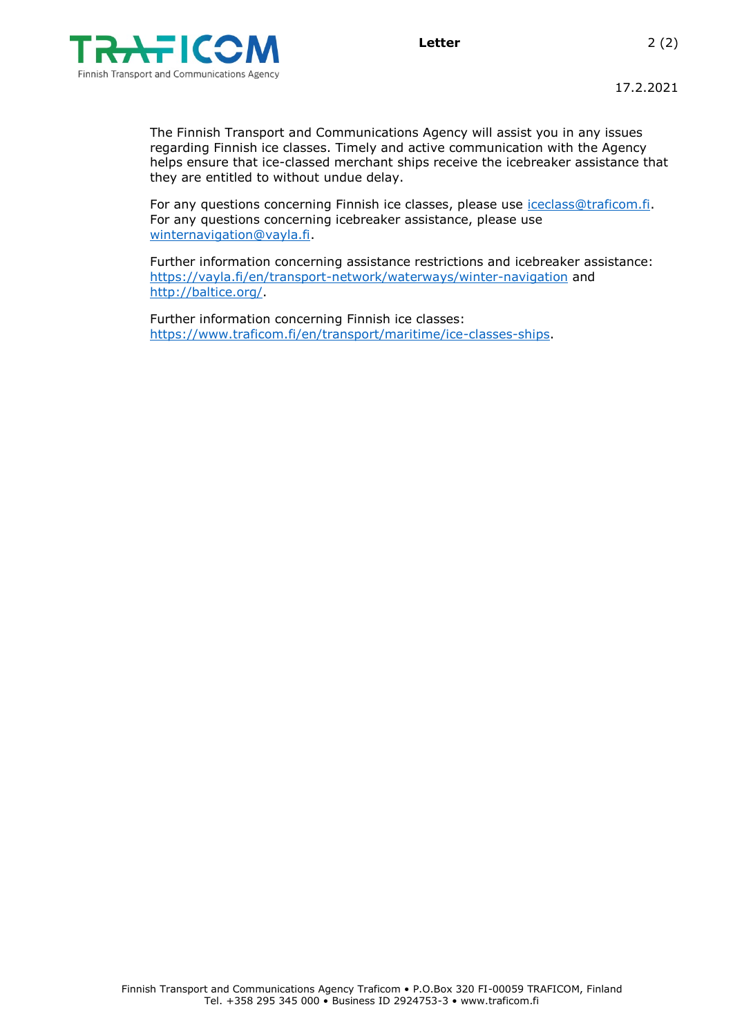The Finnish Transport and Communications Agency will assist you in any issues regarding Finnish ice classes. Timely and active communication with the Agency helps ensure that ice-classed merchant ships receive the icebreaker assistance that they are entitled to without undue delay.

For any questions concerning Finnish ice classes, please use iceclass@traficom.fi. For any questions concerning icebreaker assistance, please use winternavigation@vayla.fi.

Further information concerning assistance restrictions and icebreaker assistance: https://vayla.fi/en/transport-network/waterways/winter-navigation and http://baltice.org/.

Further information concerning Finnish ice classes: https://www.traficom.fi/en/transport/maritime/ice-classes-ships.